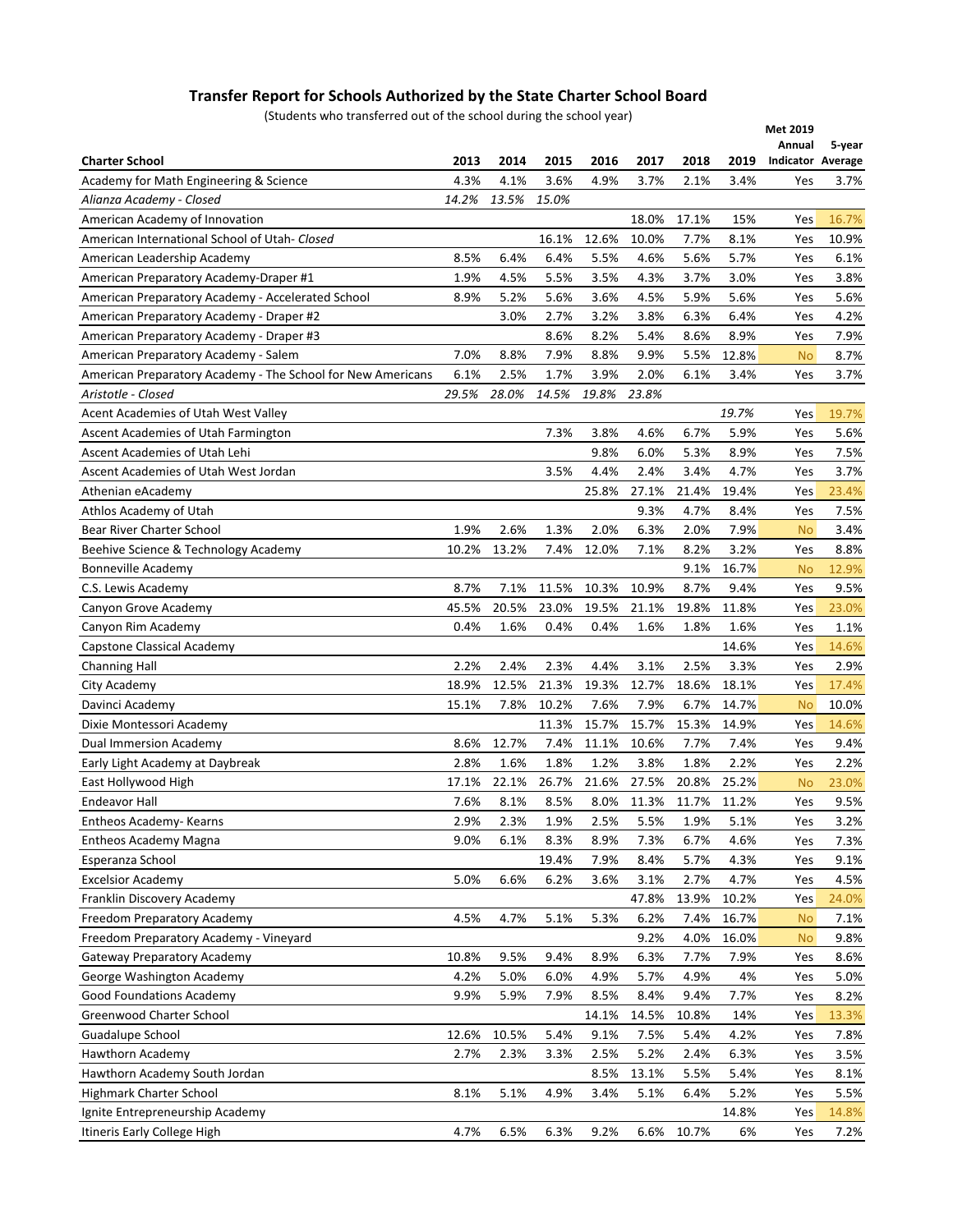## Transfer Report for Schools Authorized by the State Charter School Board

(Students who transferred out of the school during the school year)

| Charter School | 2013 | 2014 | 2015 | 2016 | 2017 | 2018 | 2019 | Met 2019 Annual Indicator | 5-year Average |
|---|---|---|---|---|---|---|---|---|---|
| Academy for Math Engineering & Science | 4.3% | 4.1% | 3.6% | 4.9% | 3.7% | 2.1% | 3.4% | Yes | 3.7% |
| *Alianza Academy - Closed* | *14.2%* | *13.5%* | *15.0%* | | | | | | |
| American Academy of Innovation | | | | | 18.0% | 17.1% | 15% | Yes | 16.7% |
| American International School of Utah- *Closed* | | | 16.1% | 12.6% | 10.0% | 7.7% | 8.1% | Yes | 10.9% |
| American Leadership Academy | 8.5% | 6.4% | 6.4% | 5.5% | 4.6% | 5.6% | 5.7% | Yes | 6.1% |
| American Preparatory Academy-Draper #1 | 1.9% | 4.5% | 5.5% | 3.5% | 4.3% | 3.7% | 3.0% | Yes | 3.8% |
| American Preparatory Academy - Accelerated School | 8.9% | 5.2% | 5.6% | 3.6% | 4.5% | 5.9% | 5.6% | Yes | 5.6% |
| American Preparatory Academy - Draper #2 | | 3.0% | 2.7% | 3.2% | 3.8% | 6.3% | 6.4% | Yes | 4.2% |
| American Preparatory Academy - Draper #3 | | | 8.6% | 8.2% | 5.4% | 8.6% | 8.9% | Yes | 7.9% |
| American Preparatory Academy - Salem | 7.0% | 8.8% | 7.9% | 8.8% | 9.9% | 5.5% | 12.8% | No | 8.7% |
| American Preparatory Academy - The School for New Americans | 6.1% | 2.5% | 1.7% | 3.9% | 2.0% | 6.1% | 3.4% | Yes | 3.7% |
| *Aristotle - Closed* | *29.5%* | *28.0%* | *14.5%* | *19.8%* | *23.8%* | | | | |
| Acent Academies of Utah West Valley | | | | | | | *19.7%* | Yes | 19.7% |
| Ascent Academies of Utah Farmington | | | 7.3% | 3.8% | 4.6% | 6.7% | 5.9% | Yes | 5.6% |
| Ascent Academies of Utah Lehi | | | | 9.8% | 6.0% | 5.3% | 8.9% | Yes | 7.5% |
| Ascent Academies of Utah West Jordan | | | 3.5% | 4.4% | 2.4% | 3.4% | 4.7% | Yes | 3.7% |
| Athenian eAcademy | | | | 25.8% | 27.1% | 21.4% | 19.4% | Yes | 23.4% |
| Athlos Academy of Utah | | | | | 9.3% | 4.7% | 8.4% | Yes | 7.5% |
| Bear River Charter School | 1.9% | 2.6% | 1.3% | 2.0% | 6.3% | 2.0% | 7.9% | No | 3.4% |
| Beehive Science & Technology Academy | 10.2% | 13.2% | 7.4% | 12.0% | 7.1% | 8.2% | 3.2% | Yes | 8.8% |
| Bonneville Academy | | | | | | 9.1% | 16.7% | No | 12.9% |
| C.S. Lewis Academy | 8.7% | 7.1% | 11.5% | 10.3% | 10.9% | 8.7% | 9.4% | Yes | 9.5% |
| Canyon Grove Academy | 45.5% | 20.5% | 23.0% | 19.5% | 21.1% | 19.8% | 11.8% | Yes | 23.0% |
| Canyon Rim Academy | 0.4% | 1.6% | 0.4% | 0.4% | 1.6% | 1.8% | 1.6% | Yes | 1.1% |
| Capstone Classical Academy | | | | | | | 14.6% | Yes | 14.6% |
| Channing Hall | 2.2% | 2.4% | 2.3% | 4.4% | 3.1% | 2.5% | 3.3% | Yes | 2.9% |
| City Academy | 18.9% | 12.5% | 21.3% | 19.3% | 12.7% | 18.6% | 18.1% | Yes | 17.4% |
| Davinci Academy | 15.1% | 7.8% | 10.2% | 7.6% | 7.9% | 6.7% | 14.7% | No | 10.0% |
| Dixie Montessori Academy | | | 11.3% | 15.7% | 15.7% | 15.3% | 14.9% | Yes | 14.6% |
| Dual Immersion Academy | | 8.6% | 12.7% | 7.4% | 11.1% | 10.6% | 7.7% | 7.4% | Yes | 9.4% |
| Early Light Academy at Daybreak | 2.8% | 1.6% | 1.8% | 1.2% | 3.8% | 1.8% | 2.2% | Yes | 2.2% |
| East Hollywood High | 17.1% | 22.1% | 26.7% | 21.6% | 27.5% | 20.8% | 25.2% | No | 23.0% |
| Endeavor Hall | 7.6% | 8.1% | 8.5% | 8.0% | 11.3% | 11.7% | 11.2% | Yes | 9.5% |
| Entheos Academy- Kearns | 2.9% | 2.3% | 1.9% | 2.5% | 5.5% | 1.9% | 5.1% | Yes | 3.2% |
| Entheos Academy Magna | 9.0% | 6.1% | 8.3% | 8.9% | 7.3% | 6.7% | 4.6% | Yes | 7.3% |
| Esperanza School | | | 19.4% | 7.9% | 8.4% | 5.7% | 4.3% | Yes | 9.1% |
| Excelsior Academy | 5.0% | 6.6% | 6.2% | 3.6% | 3.1% | 2.7% | 4.7% | Yes | 4.5% |
| Franklin Discovery Academy | | | | | 47.8% | 13.9% | 10.2% | Yes | 24.0% |
| Freedom Preparatory Academy | 4.5% | 4.7% | 5.1% | 5.3% | 6.2% | 7.4% | 16.7% | No | 7.1% |
| Freedom Preparatory Academy - Vineyard | | | | | 9.2% | 4.0% | 16.0% | No | 9.8% |
| Gateway Preparatory Academy | 10.8% | 9.5% | 9.4% | 8.9% | 6.3% | 7.7% | 7.9% | Yes | 8.6% |
| George Washington Academy | 4.2% | 5.0% | 6.0% | 4.9% | 5.7% | 4.9% | 4% | Yes | 5.0% |
| Good Foundations Academy | 9.9% | 5.9% | 7.9% | 8.5% | 8.4% | 9.4% | 7.7% | Yes | 8.2% |
| Greenwood Charter School | | | | 14.1% | 14.5% | 10.8% | 14% | Yes | 13.3% |
| Guadalupe School | 12.6% | 10.5% | 5.4% | 9.1% | 7.5% | 5.4% | 4.2% | Yes | 7.8% |
| Hawthorn Academy | 2.7% | 2.3% | 3.3% | 2.5% | 5.2% | 2.4% | 6.3% | Yes | 3.5% |
| Hawthorn Academy South Jordan | | | | 8.5% | 13.1% | 5.5% | 5.4% | Yes | 8.1% |
| Highmark Charter School | 8.1% | 5.1% | 4.9% | 3.4% | 5.1% | 6.4% | 5.2% | Yes | 5.5% |
| Ignite Entrepreneurship Academy | | | | | | | 14.8% | Yes | 14.8% |
| Itineris Early College High | 4.7% | 6.5% | 6.3% | 9.2% | 6.6% | 10.7% | 6% | Yes | 7.2% |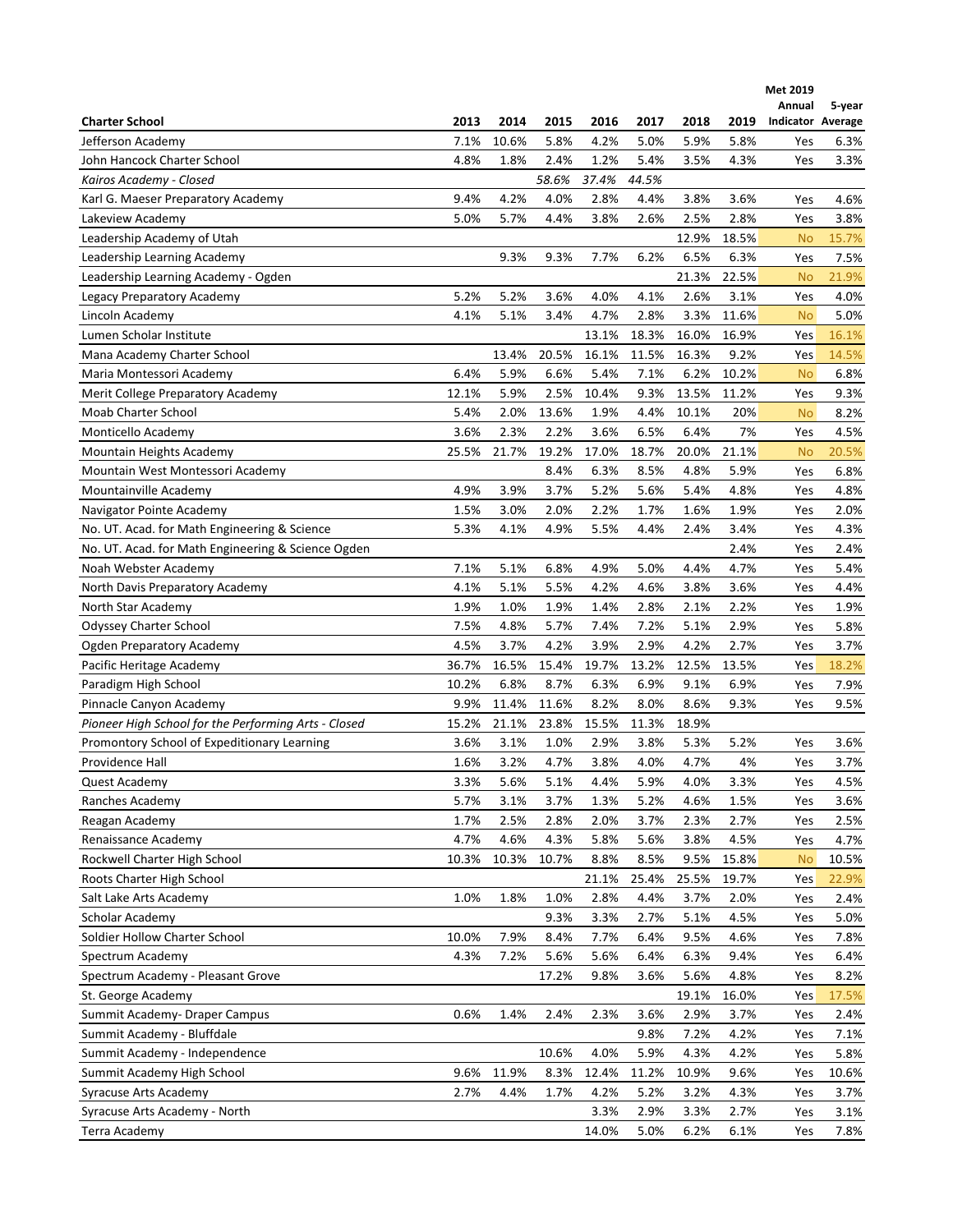| Charter School | 2013 | 2014 | 2015 | 2016 | 2017 | 2018 | 2019 | Met 2019 Annual Indicator | 5-year Average |
|---|---|---|---|---|---|---|---|---|---|
| Jefferson Academy | 7.1% | 10.6% | 5.8% | 4.2% | 5.0% | 5.9% | 5.8% | Yes | 6.3% |
| John Hancock Charter School | 4.8% | 1.8% | 2.4% | 1.2% | 5.4% | 3.5% | 4.3% | Yes | 3.3% |
| *Kairos Academy - Closed* | | | *58.6%* | *37.4%* | *44.5%* | | | | |
| Karl G. Maeser Preparatory Academy | 9.4% | 4.2% | 4.0% | 2.8% | 4.4% | 3.8% | 3.6% | Yes | 4.6% |
| Lakeview Academy | 5.0% | 5.7% | 4.4% | 3.8% | 2.6% | 2.5% | 2.8% | Yes | 3.8% |
| Leadership Academy of Utah | | | | | | 12.9% | 18.5% | No | 15.7% |
| Leadership Learning Academy | | 9.3% | 9.3% | 7.7% | 6.2% | 6.5% | 6.3% | Yes | 7.5% |
| Leadership Learning Academy - Ogden | | | | | | 21.3% | 22.5% | No | 21.9% |
| Legacy Preparatory Academy | 5.2% | 5.2% | 3.6% | 4.0% | 4.1% | 2.6% | 3.1% | Yes | 4.0% |
| Lincoln Academy | 4.1% | 5.1% | 3.4% | 4.7% | 2.8% | 3.3% | 11.6% | No | 5.0% |
| Lumen Scholar Institute | | | | 13.1% | 18.3% | 16.0% | 16.9% | Yes | 16.1% |
| Mana Academy Charter School | | 13.4% | 20.5% | 16.1% | 11.5% | 16.3% | 9.2% | Yes | 14.5% |
| Maria Montessori Academy | 6.4% | 5.9% | 6.6% | 5.4% | 7.1% | 6.2% | 10.2% | No | 6.8% |
| Merit College Preparatory Academy | 12.1% | 5.9% | 2.5% | 10.4% | 9.3% | 13.5% | 11.2% | Yes | 9.3% |
| Moab Charter School | 5.4% | 2.0% | 13.6% | 1.9% | 4.4% | 10.1% | 20% | No | 8.2% |
| Monticello Academy | 3.6% | 2.3% | 2.2% | 3.6% | 6.5% | 6.4% | 7% | Yes | 4.5% |
| Mountain Heights Academy | 25.5% | 21.7% | 19.2% | 17.0% | 18.7% | 20.0% | 21.1% | No | 20.5% |
| Mountain West Montessori Academy | | | 8.4% | 6.3% | 8.5% | 4.8% | 5.9% | Yes | 6.8% |
| Mountainville Academy | 4.9% | 3.9% | 3.7% | 5.2% | 5.6% | 5.4% | 4.8% | Yes | 4.8% |
| Navigator Pointe Academy | 1.5% | 3.0% | 2.0% | 2.2% | 1.7% | 1.6% | 1.9% | Yes | 2.0% |
| No. UT. Acad. for Math Engineering & Science | 5.3% | 4.1% | 4.9% | 5.5% | 4.4% | 2.4% | 3.4% | Yes | 4.3% |
| No. UT. Acad. for Math Engineering & Science Ogden | | | | | | | 2.4% | Yes | 2.4% |
| Noah Webster Academy | 7.1% | 5.1% | 6.8% | 4.9% | 5.0% | 4.4% | 4.7% | Yes | 5.4% |
| North Davis Preparatory Academy | 4.1% | 5.1% | 5.5% | 4.2% | 4.6% | 3.8% | 3.6% | Yes | 4.4% |
| North Star Academy | 1.9% | 1.0% | 1.9% | 1.4% | 2.8% | 2.1% | 2.2% | Yes | 1.9% |
| Odyssey Charter School | 7.5% | 4.8% | 5.7% | 7.4% | 7.2% | 5.1% | 2.9% | Yes | 5.8% |
| Ogden Preparatory Academy | 4.5% | 3.7% | 4.2% | 3.9% | 2.9% | 4.2% | 2.7% | Yes | 3.7% |
| Pacific Heritage Academy | 36.7% | 16.5% | 15.4% | 19.7% | 13.2% | 12.5% | 13.5% | Yes | 18.2% |
| Paradigm High School | 10.2% | 6.8% | 8.7% | 6.3% | 6.9% | 9.1% | 6.9% | Yes | 7.9% |
| Pinnacle Canyon Academy | 9.9% | 11.4% | 11.6% | 8.2% | 8.0% | 8.6% | 9.3% | Yes | 9.5% |
| *Pioneer High School for the Performing Arts - Closed* | 15.2% | 21.1% | 23.8% | 15.5% | 11.3% | 18.9% | | | |
| Promontory School of Expeditionary Learning | 3.6% | 3.1% | 1.0% | 2.9% | 3.8% | 5.3% | 5.2% | Yes | 3.6% |
| Providence Hall | 1.6% | 3.2% | 4.7% | 3.8% | 4.0% | 4.7% | 4% | Yes | 3.7% |
| Quest Academy | 3.3% | 5.6% | 5.1% | 4.4% | 5.9% | 4.0% | 3.3% | Yes | 4.5% |
| Ranches Academy | 5.7% | 3.1% | 3.7% | 1.3% | 5.2% | 4.6% | 1.5% | Yes | 3.6% |
| Reagan Academy | 1.7% | 2.5% | 2.8% | 2.0% | 3.7% | 2.3% | 2.7% | Yes | 2.5% |
| Renaissance Academy | 4.7% | 4.6% | 4.3% | 5.8% | 5.6% | 3.8% | 4.5% | Yes | 4.7% |
| Rockwell Charter High School | 10.3% | 10.3% | 10.7% | 8.8% | 8.5% | 9.5% | 15.8% | No | 10.5% |
| Roots Charter High School | | | | 21.1% | 25.4% | 25.5% | 19.7% | Yes | 22.9% |
| Salt Lake Arts Academy | 1.0% | 1.8% | 1.0% | 2.8% | 4.4% | 3.7% | 2.0% | Yes | 2.4% |
| Scholar Academy | | | 9.3% | 3.3% | 2.7% | 5.1% | 4.5% | Yes | 5.0% |
| Soldier Hollow Charter School | 10.0% | 7.9% | 8.4% | 7.7% | 6.4% | 9.5% | 4.6% | Yes | 7.8% |
| Spectrum Academy | 4.3% | 7.2% | 5.6% | 5.6% | 6.4% | 6.3% | 9.4% | Yes | 6.4% |
| Spectrum Academy - Pleasant Grove | | | 17.2% | 9.8% | 3.6% | 5.6% | 4.8% | Yes | 8.2% |
| St. George Academy | | | | | | 19.1% | 16.0% | Yes | 17.5% |
| Summit Academy- Draper Campus | 0.6% | 1.4% | 2.4% | 2.3% | 3.6% | 2.9% | 3.7% | Yes | 2.4% |
| Summit Academy - Bluffdale | | | | | 9.8% | 7.2% | 4.2% | Yes | 7.1% |
| Summit Academy - Independence | | | 10.6% | 4.0% | 5.9% | 4.3% | 4.2% | Yes | 5.8% |
| Summit Academy High School | 9.6% | 11.9% | 8.3% | 12.4% | 11.2% | 10.9% | 9.6% | Yes | 10.6% |
| Syracuse Arts Academy | 2.7% | 4.4% | 1.7% | 4.2% | 5.2% | 3.2% | 4.3% | Yes | 3.7% |
| Syracuse Arts Academy - North | | | | 3.3% | 2.9% | 3.3% | 2.7% | Yes | 3.1% |
| Terra Academy | | | | 14.0% | 5.0% | 6.2% | 6.1% | Yes | 7.8% |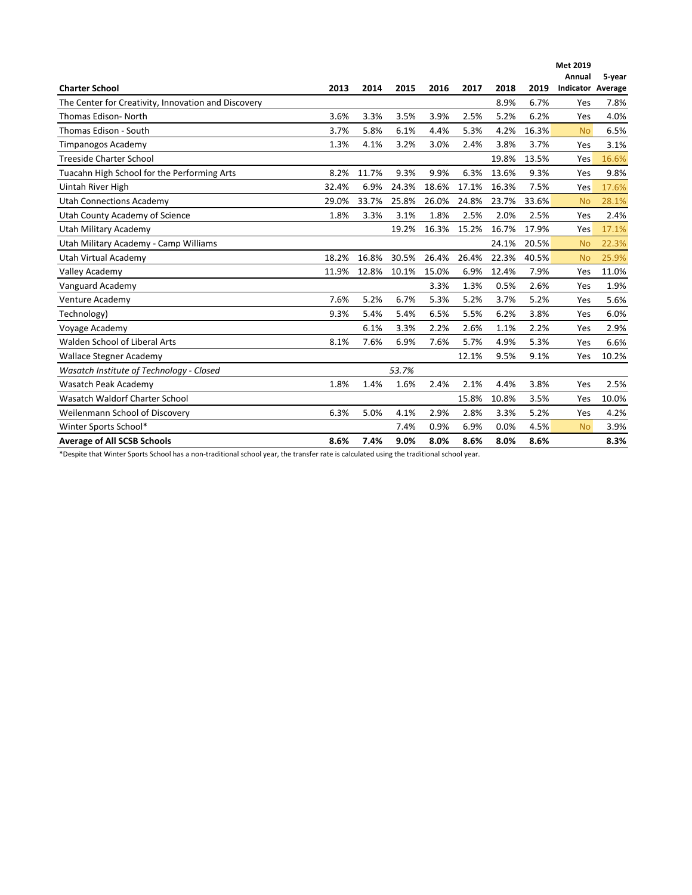| Charter School | 2013 | 2014 | 2015 | 2016 | 2017 | 2018 | 2019 | Met 2019 Annual Indicator | 5-year Average |
|---|---|---|---|---|---|---|---|---|---|
| The Center for Creativity, Innovation and Discovery | | | | | | 8.9% | 6.7% | Yes | 7.8% |
| Thomas Edison- North | 3.6% | 3.3% | 3.5% | 3.9% | 2.5% | 5.2% | 6.2% | Yes | 4.0% |
| Thomas Edison - South | 3.7% | 5.8% | 6.1% | 4.4% | 5.3% | 4.2% | 16.3% | No | 6.5% |
| Timpanogos Academy | 1.3% | 4.1% | 3.2% | 3.0% | 2.4% | 3.8% | 3.7% | Yes | 3.1% |
| Treeside Charter School | | | | | | 19.8% | 13.5% | Yes | 16.6% |
| Tuacahn High School for the Performing Arts | 8.2% | 11.7% | 9.3% | 9.9% | 6.3% | 13.6% | 9.3% | Yes | 9.8% |
| Uintah River High | 32.4% | 6.9% | 24.3% | 18.6% | 17.1% | 16.3% | 7.5% | Yes | 17.6% |
| Utah Connections Academy | 29.0% | 33.7% | 25.8% | 26.0% | 24.8% | 23.7% | 33.6% | No | 28.1% |
| Utah County Academy of Science | 1.8% | 3.3% | 3.1% | 1.8% | 2.5% | 2.0% | 2.5% | Yes | 2.4% |
| Utah Military Academy | | | 19.2% | 16.3% | 15.2% | 16.7% | 17.9% | Yes | 17.1% |
| Utah Military Academy - Camp Williams | | | | | | 24.1% | 20.5% | No | 22.3% |
| Utah Virtual Academy | 18.2% | 16.8% | 30.5% | 26.4% | 26.4% | 22.3% | 40.5% | No | 25.9% |
| Valley Academy | 11.9% | 12.8% | 10.1% | 15.0% | 6.9% | 12.4% | 7.9% | Yes | 11.0% |
| Vanguard Academy | | | | 3.3% | 1.3% | 0.5% | 2.6% | Yes | 1.9% |
| Venture Academy | 7.6% | 5.2% | 6.7% | 5.3% | 5.2% | 3.7% | 5.2% | Yes | 5.6% |
| Technology) | 9.3% | 5.4% | 5.4% | 6.5% | 5.5% | 6.2% | 3.8% | Yes | 6.0% |
| Voyage Academy | | 6.1% | 3.3% | 2.2% | 2.6% | 1.1% | 2.2% | Yes | 2.9% |
| Walden School of Liberal Arts | 8.1% | 7.6% | 6.9% | 7.6% | 5.7% | 4.9% | 5.3% | Yes | 6.6% |
| Wallace Stegner Academy | | | | | 12.1% | 9.5% | 9.1% | Yes | 10.2% |
| *Wasatch Institute of Technology - Closed* | | | *53.7%* | | | | | | |
| Wasatch Peak Academy | 1.8% | 1.4% | 1.6% | 2.4% | 2.1% | 4.4% | 3.8% | Yes | 2.5% |
| Wasatch Waldorf Charter School | | | | | 15.8% | 10.8% | 3.5% | Yes | 10.0% |
| Weilenmann School of Discovery | 6.3% | 5.0% | 4.1% | 2.9% | 2.8% | 3.3% | 5.2% | Yes | 4.2% |
| Winter Sports School* | | | 7.4% | 0.9% | 6.9% | 0.0% | 4.5% | No | 3.9% |
| **Average of All SCSB Schools** | **8.6%** | **7.4%** | **9.0%** | **8.0%** | **8.6%** | **8.0%** | **8.6%** | | **8.3%** |

*Despite that Winter Sports School has a non-traditional school year, the transfer rate is calculated using the traditional school year.